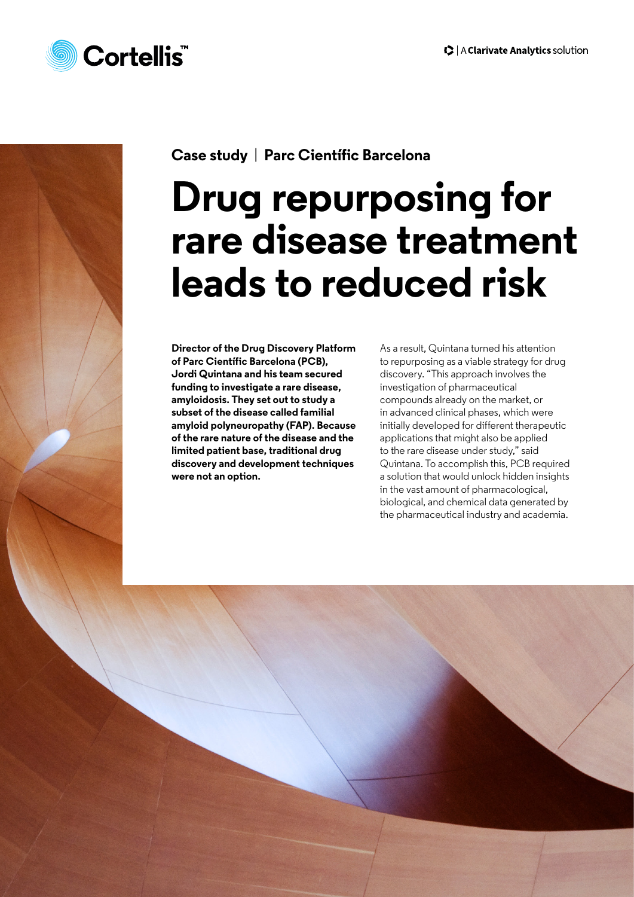Cortellis™

A Clarivate Analytics solution

Case study | Parc Científic Barcelona

# Drug repurposing for rare disease treatment leads to reduced risk

**Director of the Drug Discovery Platform of Parc Científic Barcelona (PCB), Jordi Quintana and his team secured funding to investigate a rare disease, amyloidosis. They set out to study a subset of the disease called familial amyloid polyneuropathy (FAP). Because of the rare nature of the disease and the limited patient base, traditional drug discovery and development techniques were not an option.**

As a result, Quintana turned his attention to repurposing as a viable strategy for drug discovery. "This approach involves the investigation of pharmaceutical compounds already on the market, or in advanced clinical phases, which were initially developed for different therapeutic applications that might also be applied to the rare disease under study," said Quintana. To accomplish this, PCB required a solution that would unlock hidden insights in the vast amount of pharmacological, biological, and chemical data generated by the pharmaceutical industry and academia.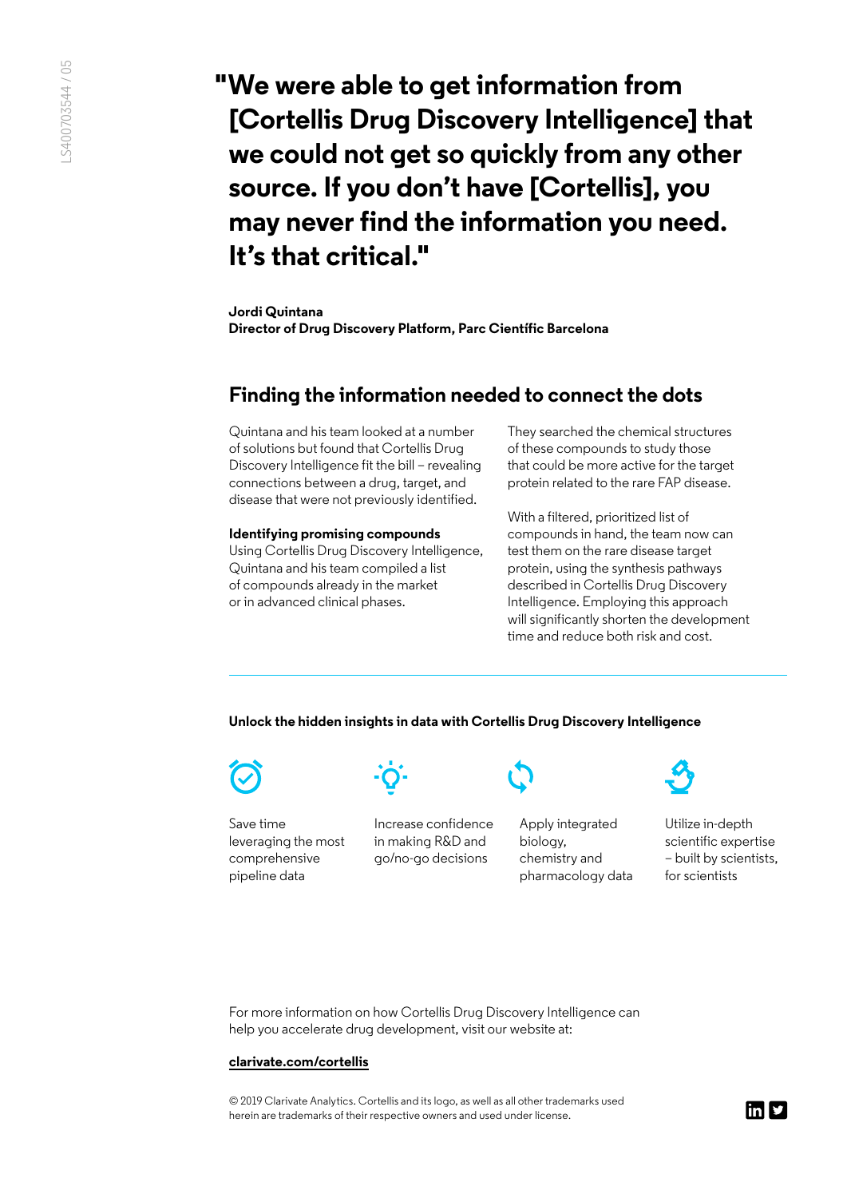**"We were able to get information from [Cortellis Drug Discovery Intelligence] that we could not get so quickly from any other source. If you don't have [Cortellis], you may never find the information you need. It's that critical."**

**Jordi Quintana**
**Director of Drug Discovery Platform, Parc Científic Barcelona**

## Finding the information needed to connect the dots

Quintana and his team looked at a number of solutions but found that Cortellis Drug Discovery Intelligence fit the bill – revealing connections between a drug, target, and disease that were not previously identified.

**Identifying promising compounds**
Using Cortellis Drug Discovery Intelligence, Quintana and his team compiled a list of compounds already in the market or in advanced clinical phases.

They searched the chemical structures of these compounds to study those that could be more active for the target protein related to the rare FAP disease.

With a filtered, prioritized list of compounds in hand, the team now can test them on the rare disease target protein, using the synthesis pathways described in Cortellis Drug Discovery Intelligence. Employing this approach will significantly shorten the development time and reduce both risk and cost.

---

**Unlock the hidden insights in data with Cortellis Drug Discovery Intelligence**

- Save time leveraging the most comprehensive pipeline data
- Increase confidence in making R&D and go/no-go decisions
- Apply integrated biology, chemistry and pharmacology data
- Utilize in-depth scientific expertise – built by scientists, for scientists

For more information on how Cortellis Drug Discovery Intelligence can help you accelerate drug development, visit our website at:

**clarivate.com/cortellis**

© 2019 Clarivate Analytics. Cortellis and its logo, as well as all other trademarks used herein are trademarks of their respective owners and used under license.